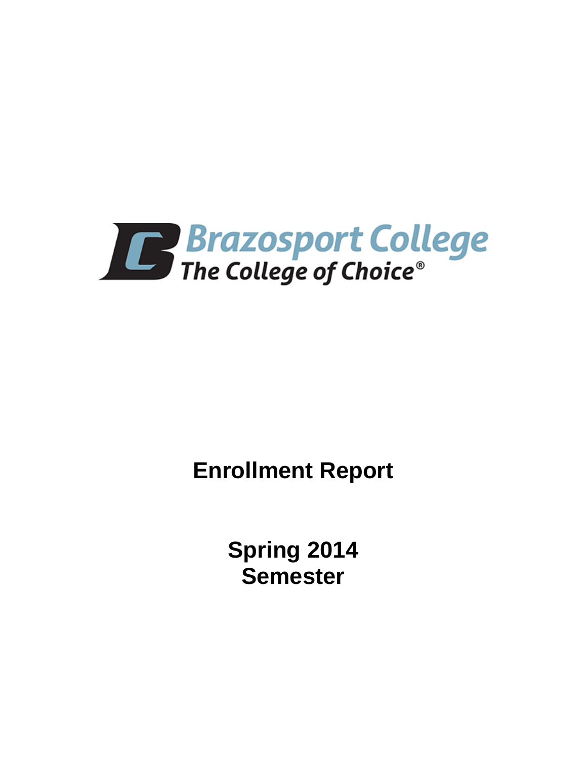Brazosport College

The College of Choice®

# Enrollment Report

## Spring 2014 Semester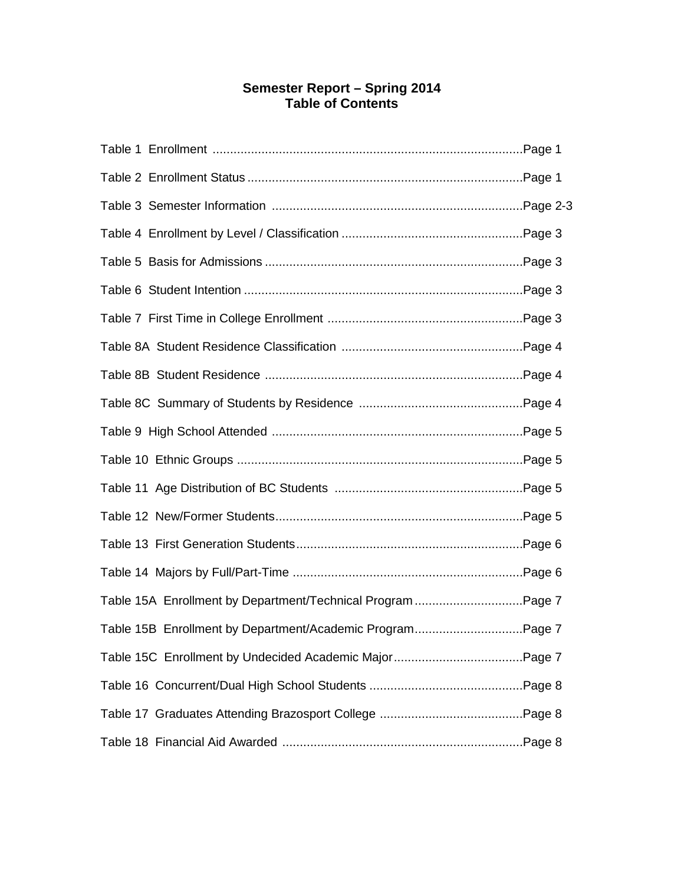# Semester Report – Spring 2014
## Table of Contents

Table 1 Enrollment ........................................................................................Page 1

Table 2 Enrollment Status ..............................................................................Page 1

Table 3 Semester Information .......................................................................Page 2-3

Table 4 Enrollment by Level / Classification ...................................................Page 3

Table 5 Basis for Admissions .........................................................................Page 3

Table 6 Student Intention ...............................................................................Page 3

Table 7 First Time in College Enrollment ........................................................Page 3

Table 8A Student Residence Classification ....................................................Page 4

Table 8B Student Residence .........................................................................Page 4

Table 8C Summary of Students by Residence ..............................................Page 4

Table 9 High School Attended .......................................................................Page 5

Table 10 Ethnic Groups .................................................................................Page 5

Table 11 Age Distribution of BC Students .....................................................Page 5

Table 12 New/Former Students......................................................................Page 5

Table 13 First Generation Students................................................................Page 6

Table 14 Majors by Full/Part-Time .................................................................Page 6

Table 15A Enrollment by Department/Technical Program ...............................Page 7

Table 15B Enrollment by Department/Academic Program...............................Page 7

Table 15C Enrollment by Undecided Academic Major....................................Page 7

Table 16 Concurrent/Dual High School Students ............................................Page 8

Table 17 Graduates Attending Brazosport College .........................................Page 8

Table 18 Financial Aid Awarded ....................................................................Page 8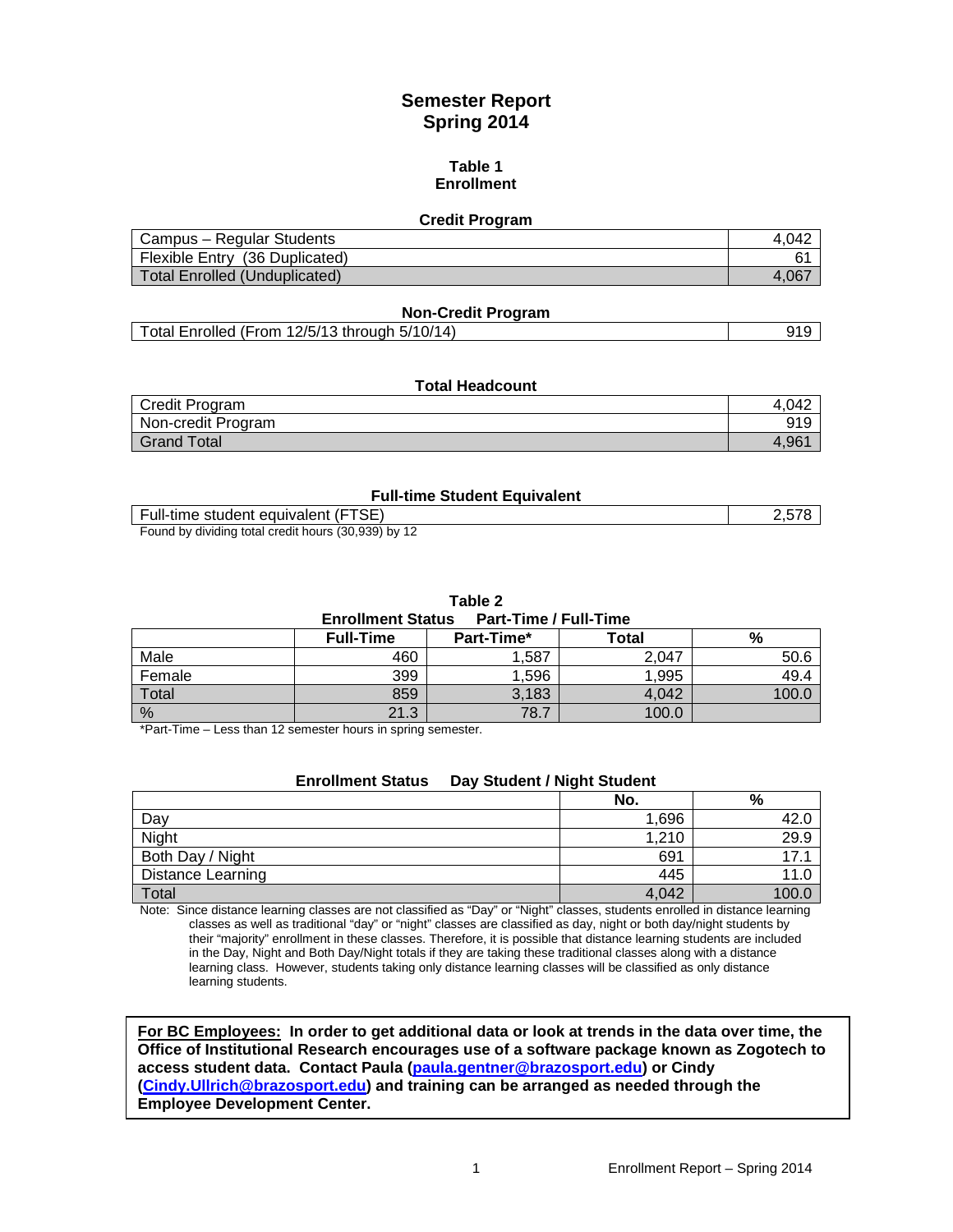# Semester Report
## Spring 2014

### Table 1
### Enrollment

**Credit Program**

| | |
|---|---|
| Campus – Regular Students | 4,042 |
| Flexible Entry (36 Duplicated) | 61 |
| Total Enrolled (Unduplicated) | 4,067 |

**Non-Credit Program**

| | |
|---|---|
| Total Enrolled (From 12/5/13 through 5/10/14) | 919 |

**Total Headcount**

| | |
|---|---|
| Credit Program | 4,042 |
| Non-credit Program | 919 |
| Grand Total | 4,961 |

**Full-time Student Equivalent**

| | |
|---|---|
| Full-time student equivalent (FTSE) | 2,578 |

Found by dividing total credit hours (30,939) by 12

### Table 2
**Enrollment Status Part-Time / Full-Time**

| | Full-Time | Part-Time* | Total | % |
|---|---|---|---|---|
| Male | 460 | 1,587 | 2,047 | 50.6 |
| Female | 399 | 1,596 | 1,995 | 49.4 |
| Total | 859 | 3,183 | 4,042 | 100.0 |
| % | 21.3 | 78.7 | 100.0 | |

*Part-Time – Less than 12 semester hours in spring semester.

**Enrollment Status Day Student / Night Student**

| | No. | % |
|---|---|---|
| Day | 1,696 | 42.0 |
| Night | 1,210 | 29.9 |
| Both Day / Night | 691 | 17.1 |
| Distance Learning | 445 | 11.0 |
| Total | 4,042 | 100.0 |

Note: Since distance learning classes are not classified as "Day" or "Night" classes, students enrolled in distance learning classes as well as traditional "day" or "night" classes are classified as day, night or both day/night students by their "majority" enrollment in these classes. Therefore, it is possible that distance learning students are included in the Day, Night and Both Day/Night totals if they are taking these traditional classes along with a distance learning class. However, students taking only distance learning classes will be classified as only distance learning students.

**<u>For BC Employees:</u> In order to get additional data or look at trends in the data over time, the Office of Institutional Research encourages use of a software package known as Zogotech to access student data. Contact Paula (paula.gentner@brazosport.edu) or Cindy (Cindy.Ullrich@brazosport.edu) and training can be arranged as needed through the Employee Development Center.**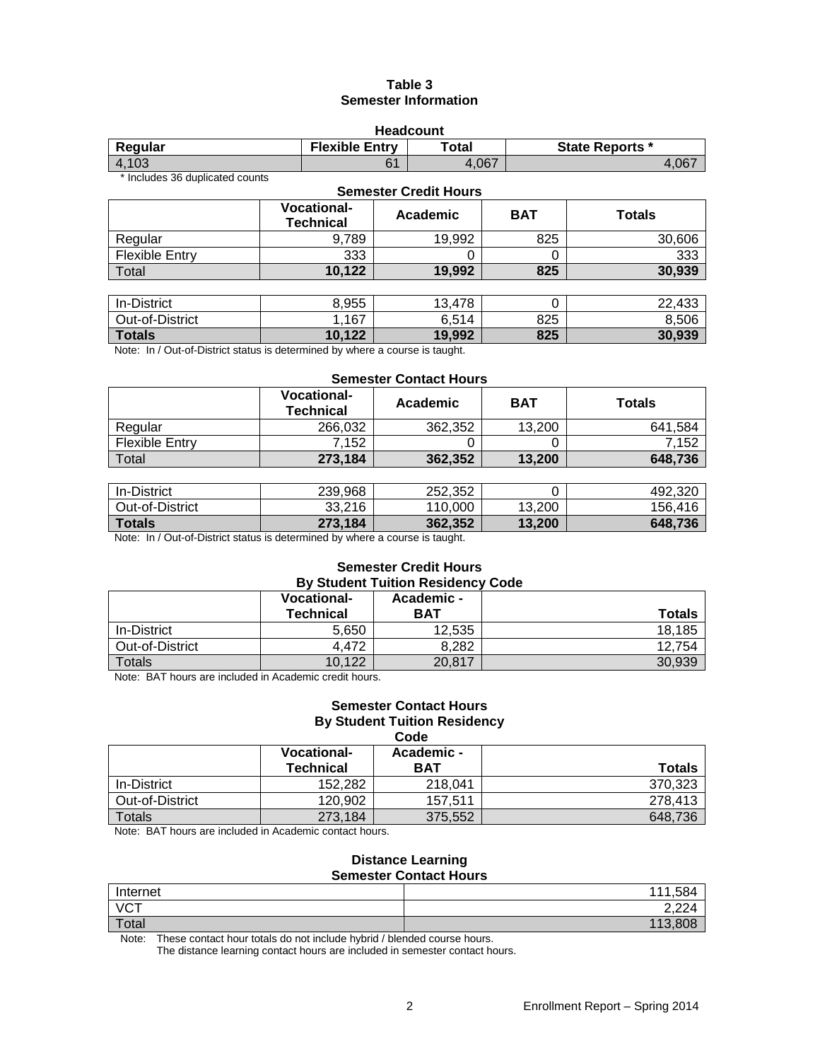# Table 3
## Semester Information

### Headcount

| Regular | Flexible Entry | Total | State Reports * |
|---|---|---|---|
| 4,103 | 61 | 4,067 | 4,067 |

\* Includes 36 duplicated counts

### Semester Credit Hours

| | Vocational-Technical | Academic | BAT | Totals |
|---|---|---|---|---|
| Regular | 9,789 | 19,992 | 825 | 30,606 |
| Flexible Entry | 333 | 0 | 0 | 333 |
| Total | **10,122** | **19,992** | **825** | **30,939** |

| | Vocational-Technical | Academic | BAT | Totals |
|---|---|---|---|---|
| In-District | 8,955 | 13,478 | 0 | 22,433 |
| Out-of-District | 1,167 | 6,514 | 825 | 8,506 |
| **Totals** | **10,122** | **19,992** | **825** | **30,939** |

Note: In / Out-of-District status is determined by where a course is taught.

### Semester Contact Hours

| | Vocational-Technical | Academic | BAT | Totals |
|---|---|---|---|---|
| Regular | 266,032 | 362,352 | 13,200 | 641,584 |
| Flexible Entry | 7,152 | 0 | 0 | 7,152 |
| Total | **273,184** | **362,352** | **13,200** | **648,736** |

| | Vocational-Technical | Academic | BAT | Totals |
|---|---|---|---|---|
| In-District | 239,968 | 252,352 | 0 | 492,320 |
| Out-of-District | 33,216 | 110,000 | 13,200 | 156,416 |
| **Totals** | **273,184** | **362,352** | **13,200** | **648,736** |

Note: In / Out-of-District status is determined by where a course is taught.

### Semester Credit Hours By Student Tuition Residency Code

| | Vocational-Technical | Academic - BAT | Totals |
|---|---|---|---|
| In-District | 5,650 | 12,535 | 18,185 |
| Out-of-District | 4,472 | 8,282 | 12,754 |
| Totals | 10,122 | 20,817 | 30,939 |

Note: BAT hours are included in Academic credit hours.

### Semester Contact Hours By Student Tuition Residency Code

| | Vocational-Technical | Academic - BAT | Totals |
|---|---|---|---|
| In-District | 152,282 | 218,041 | 370,323 |
| Out-of-District | 120,902 | 157,511 | 278,413 |
| Totals | 273,184 | 375,552 | 648,736 |

Note: BAT hours are included in Academic contact hours.

### Distance Learning Semester Contact Hours

| | |
|---|---|
| Internet | 111,584 |
| VCT | 2,224 |
| Total | 113,808 |

Note: These contact hour totals do not include hybrid / blended course hours.
The distance learning contact hours are included in semester contact hours.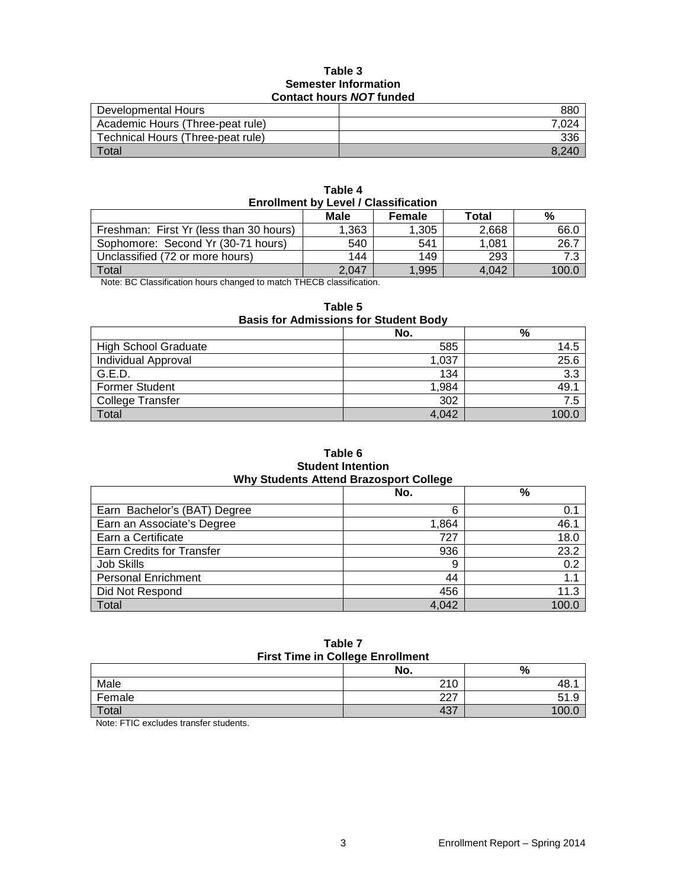**Table 3**
**Semester Information**
**Contact hours *NOT* funded**

| | |
|---|---|
| Developmental Hours | 880 |
| Academic Hours (Three-peat rule) | 7,024 |
| Technical Hours (Three-peat rule) | 336 |
| Total | 8,240 |

**Table 4**
**Enrollment by Level / Classification**

| | Male | Female | Total | % |
|---|---|---|---|---|
| Freshman: First Yr (less than 30 hours) | 1,363 | 1,305 | 2,668 | 66.0 |
| Sophomore: Second Yr (30-71 hours) | 540 | 541 | 1,081 | 26.7 |
| Unclassified (72 or more hours) | 144 | 149 | 293 | 7.3 |
| Total | 2,047 | 1,995 | 4,042 | 100.0 |

Note: BC Classification hours changed to match THECB classification.

**Table 5**
**Basis for Admissions for Student Body**

| | No. | % |
|---|---|---|
| High School Graduate | 585 | 14.5 |
| Individual Approval | 1,037 | 25.6 |
| G.E.D. | 134 | 3.3 |
| Former Student | 1,984 | 49.1 |
| College Transfer | 302 | 7.5 |
| Total | 4,042 | 100.0 |

**Table 6**
**Student Intention**
**Why Students Attend Brazosport College**

| | No. | % |
|---|---|---|
| Earn Bachelor's (BAT) Degree | 6 | 0.1 |
| Earn an Associate's Degree | 1,864 | 46.1 |
| Earn a Certificate | 727 | 18.0 |
| Earn Credits for Transfer | 936 | 23.2 |
| Job Skills | 9 | 0.2 |
| Personal Enrichment | 44 | 1.1 |
| Did Not Respond | 456 | 11.3 |
| Total | 4,042 | 100.0 |

**Table 7**
**First Time in College Enrollment**

| | No. | % |
|---|---|---|
| Male | 210 | 48.1 |
| Female | 227 | 51.9 |
| Total | 437 | 100.0 |

Note: FTIC excludes transfer students.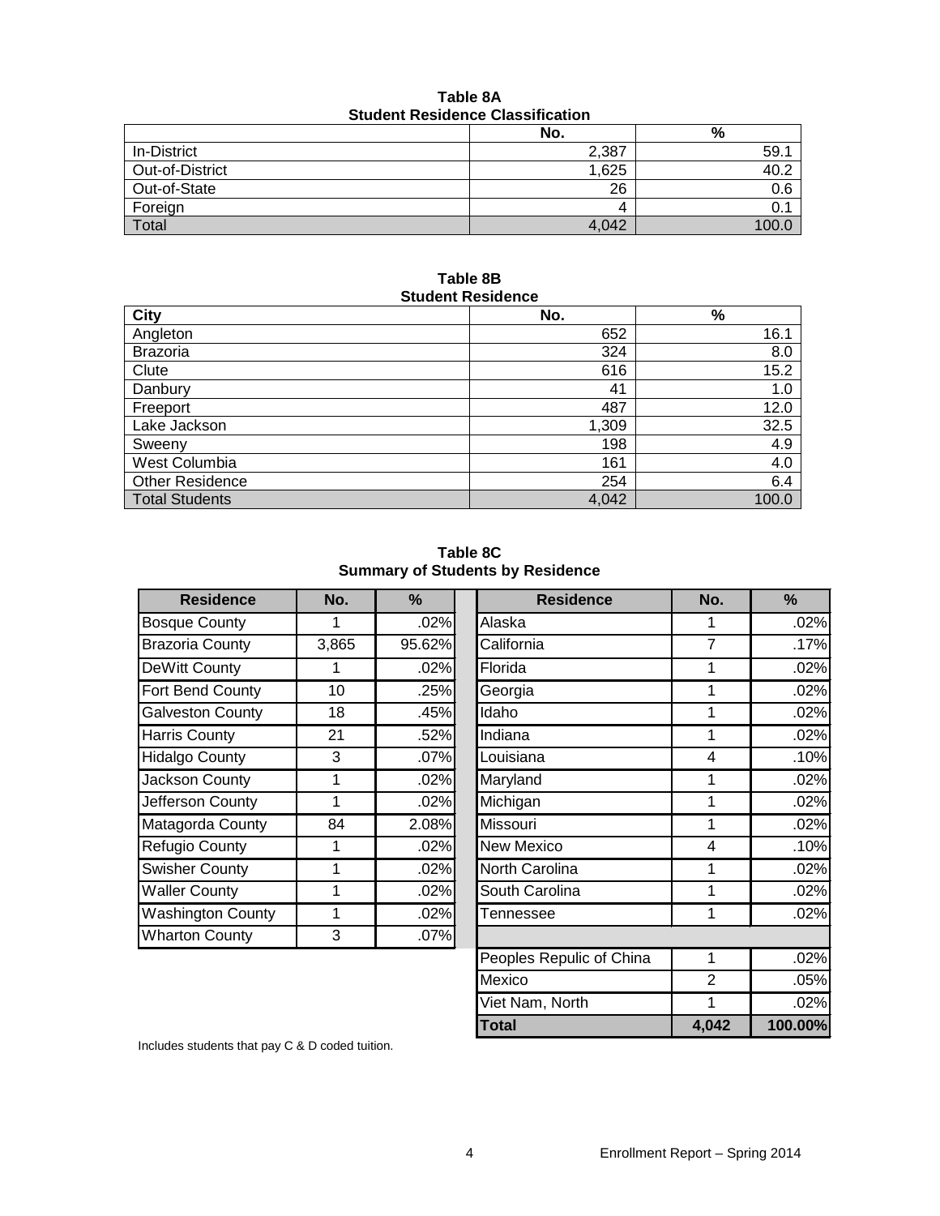**Table 8A**
**Student Residence Classification**

| | No. | % |
|---|---|---|
| In-District | 2,387 | 59.1 |
| Out-of-District | 1,625 | 40.2 |
| Out-of-State | 26 | 0.6 |
| Foreign | 4 | 0.1 |
| Total | 4,042 | 100.0 |

**Table 8B**
**Student Residence**

| City | No. | % |
|---|---|---|
| Angleton | 652 | 16.1 |
| Brazoria | 324 | 8.0 |
| Clute | 616 | 15.2 |
| Danbury | 41 | 1.0 |
| Freeport | 487 | 12.0 |
| Lake Jackson | 1,309 | 32.5 |
| Sweeny | 198 | 4.9 |
| West Columbia | 161 | 4.0 |
| Other Residence | 254 | 6.4 |
| Total Students | 4,042 | 100.0 |

**Table 8C**
**Summary of Students by Residence**

| Residence | No. | % | Residence | No. | % |
|---|---|---|---|---|---|
| Bosque County | 1 | .02% | Alaska | 1 | .02% |
| Brazoria County | 3,865 | 95.62% | California | 7 | .17% |
| DeWitt County | 1 | .02% | Florida | 1 | .02% |
| Fort Bend County | 10 | .25% | Georgia | 1 | .02% |
| Galveston County | 18 | .45% | Idaho | 1 | .02% |
| Harris County | 21 | .52% | Indiana | 1 | .02% |
| Hidalgo County | 3 | .07% | Louisiana | 4 | .10% |
| Jackson County | 1 | .02% | Maryland | 1 | .02% |
| Jefferson County | 1 | .02% | Michigan | 1 | .02% |
| Matagorda County | 84 | 2.08% | Missouri | 1 | .02% |
| Refugio County | 1 | .02% | New Mexico | 4 | .10% |
| Swisher County | 1 | .02% | North Carolina | 1 | .02% |
| Waller County | 1 | .02% | South Carolina | 1 | .02% |
| Washington County | 1 | .02% | Tennessee | 1 | .02% |
| Wharton County | 3 | .07% | | | |
| | | | Peoples Republic of China | 1 | .02% |
| | | | Mexico | 2 | .05% |
| | | | Viet Nam, North | 1 | .02% |
| | | | **Total** | **4,042** | **100.00%** |

Includes students that pay C & D coded tuition.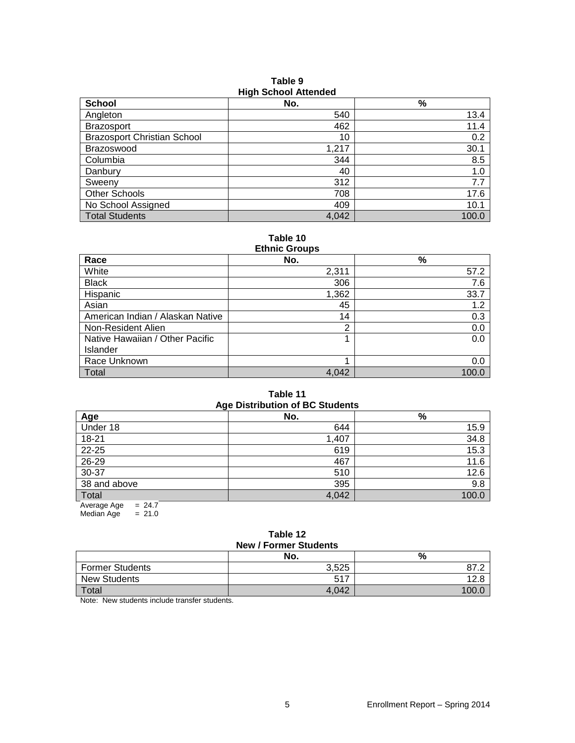**Table 9**
**High School Attended**

| School | No. | % |
|---|---|---|
| Angleton | 540 | 13.4 |
| Brazosport | 462 | 11.4 |
| Brazosport Christian School | 10 | 0.2 |
| Brazoswood | 1,217 | 30.1 |
| Columbia | 344 | 8.5 |
| Danbury | 40 | 1.0 |
| Sweeny | 312 | 7.7 |
| Other Schools | 708 | 17.6 |
| No School Assigned | 409 | 10.1 |
| Total Students | 4,042 | 100.0 |

**Table 10**
**Ethnic Groups**

| Race | No. | % |
|---|---|---|
| White | 2,311 | 57.2 |
| Black | 306 | 7.6 |
| Hispanic | 1,362 | 33.7 |
| Asian | 45 | 1.2 |
| American Indian / Alaskan Native | 14 | 0.3 |
| Non-Resident Alien | 2 | 0.0 |
| Native Hawaiian / Other Pacific Islander | 1 | 0.0 |
| Race Unknown | 1 | 0.0 |
| Total | 4,042 | 100.0 |

**Table 11**
**Age Distribution of BC Students**

| Age | No. | % |
|---|---|---|
| Under 18 | 644 | 15.9 |
| 18-21 | 1,407 | 34.8 |
| 22-25 | 619 | 15.3 |
| 26-29 | 467 | 11.6 |
| 30-37 | 510 | 12.6 |
| 38 and above | 395 | 9.8 |
| Total | 4,042 | 100.0 |

Average Age = 24.7
Median Age = 21.0

**Table 12**
**New / Former Students**

| | No. | % |
|---|---|---|
| Former Students | 3,525 | 87.2 |
| New Students | 517 | 12.8 |
| Total | 4,042 | 100.0 |

Note: New students include transfer students.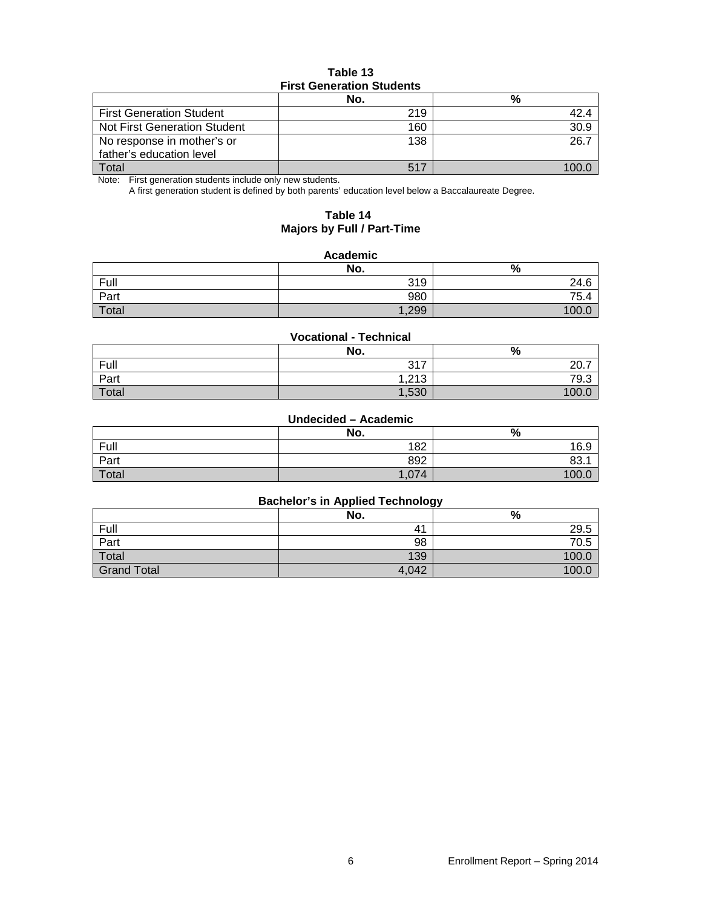**Table 13**
**First Generation Students**

| | No. | % |
|---|---|---|
| First Generation Student | 219 | 42.4 |
| Not First Generation Student | 160 | 30.9 |
| No response in mother's or father's education level | 138 | 26.7 |
| Total | 517 | 100.0 |

Note: First generation students include only new students.
A first generation student is defined by both parents' education level below a Baccalaureate Degree.

**Table 14**
**Majors by Full / Part-Time**

**Academic**

| | No. | % |
|---|---|---|
| Full | 319 | 24.6 |
| Part | 980 | 75.4 |
| Total | 1,299 | 100.0 |

**Vocational - Technical**

| | No. | % |
|---|---|---|
| Full | 317 | 20.7 |
| Part | 1,213 | 79.3 |
| Total | 1,530 | 100.0 |

**Undecided – Academic**

| | No. | % |
|---|---|---|
| Full | 182 | 16.9 |
| Part | 892 | 83.1 |
| Total | 1,074 | 100.0 |

**Bachelor's in Applied Technology**

| | No. | % |
|---|---|---|
| Full | 41 | 29.5 |
| Part | 98 | 70.5 |
| Total | 139 | 100.0 |
| Grand Total | 4,042 | 100.0 |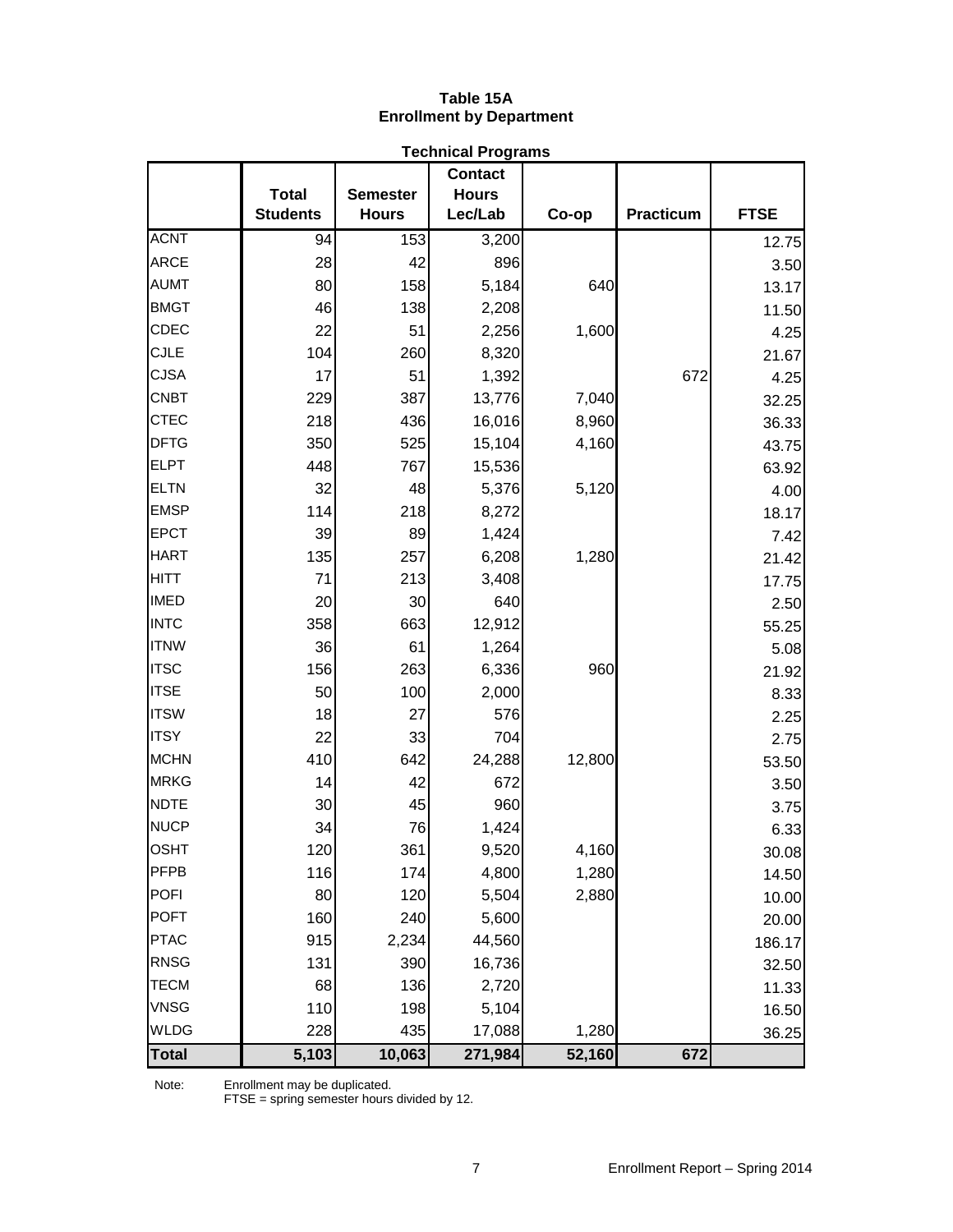# Table 15A
## Enrollment by Department

### Technical Programs

| | Total Students | Semester Hours | Contact Hours Lec/Lab | Co-op | Practicum | FTSE |
|---|---|---|---|---|---|---|
| ACNT | 94 | 153 | 3,200 | | | 12.75 |
| ARCE | 28 | 42 | 896 | | | 3.50 |
| AUMT | 80 | 158 | 5,184 | 640 | | 13.17 |
| BMGT | 46 | 138 | 2,208 | | | 11.50 |
| CDEC | 22 | 51 | 2,256 | 1,600 | | 4.25 |
| CJLE | 104 | 260 | 8,320 | | | 21.67 |
| CJSA | 17 | 51 | 1,392 | | 672 | 4.25 |
| CNBT | 229 | 387 | 13,776 | 7,040 | | 32.25 |
| CTEC | 218 | 436 | 16,016 | 8,960 | | 36.33 |
| DFTG | 350 | 525 | 15,104 | 4,160 | | 43.75 |
| ELPT | 448 | 767 | 15,536 | | | 63.92 |
| ELTN | 32 | 48 | 5,376 | 5,120 | | 4.00 |
| EMSP | 114 | 218 | 8,272 | | | 18.17 |
| EPCT | 39 | 89 | 1,424 | | | 7.42 |
| HART | 135 | 257 | 6,208 | 1,280 | | 21.42 |
| HITT | 71 | 213 | 3,408 | | | 17.75 |
| IMED | 20 | 30 | 640 | | | 2.50 |
| INTC | 358 | 663 | 12,912 | | | 55.25 |
| ITNW | 36 | 61 | 1,264 | | | 5.08 |
| ITSC | 156 | 263 | 6,336 | 960 | | 21.92 |
| ITSE | 50 | 100 | 2,000 | | | 8.33 |
| ITSW | 18 | 27 | 576 | | | 2.25 |
| ITSY | 22 | 33 | 704 | | | 2.75 |
| MCHN | 410 | 642 | 24,288 | 12,800 | | 53.50 |
| MRKG | 14 | 42 | 672 | | | 3.50 |
| NDTE | 30 | 45 | 960 | | | 3.75 |
| NUCP | 34 | 76 | 1,424 | | | 6.33 |
| OSHT | 120 | 361 | 9,520 | 4,160 | | 30.08 |
| PFPB | 116 | 174 | 4,800 | 1,280 | | 14.50 |
| POFI | 80 | 120 | 5,504 | 2,880 | | 10.00 |
| POFT | 160 | 240 | 5,600 | | | 20.00 |
| PTAC | 915 | 2,234 | 44,560 | | | 186.17 |
| RNSG | 131 | 390 | 16,736 | | | 32.50 |
| TECM | 68 | 136 | 2,720 | | | 11.33 |
| VNSG | 110 | 198 | 5,104 | | | 16.50 |
| WLDG | 228 | 435 | 17,088 | 1,280 | | 36.25 |
| **Total** | **5,103** | **10,063** | **271,984** | **52,160** | **672** | |

Note: Enrollment may be duplicated.
FTSE = spring semester hours divided by 12.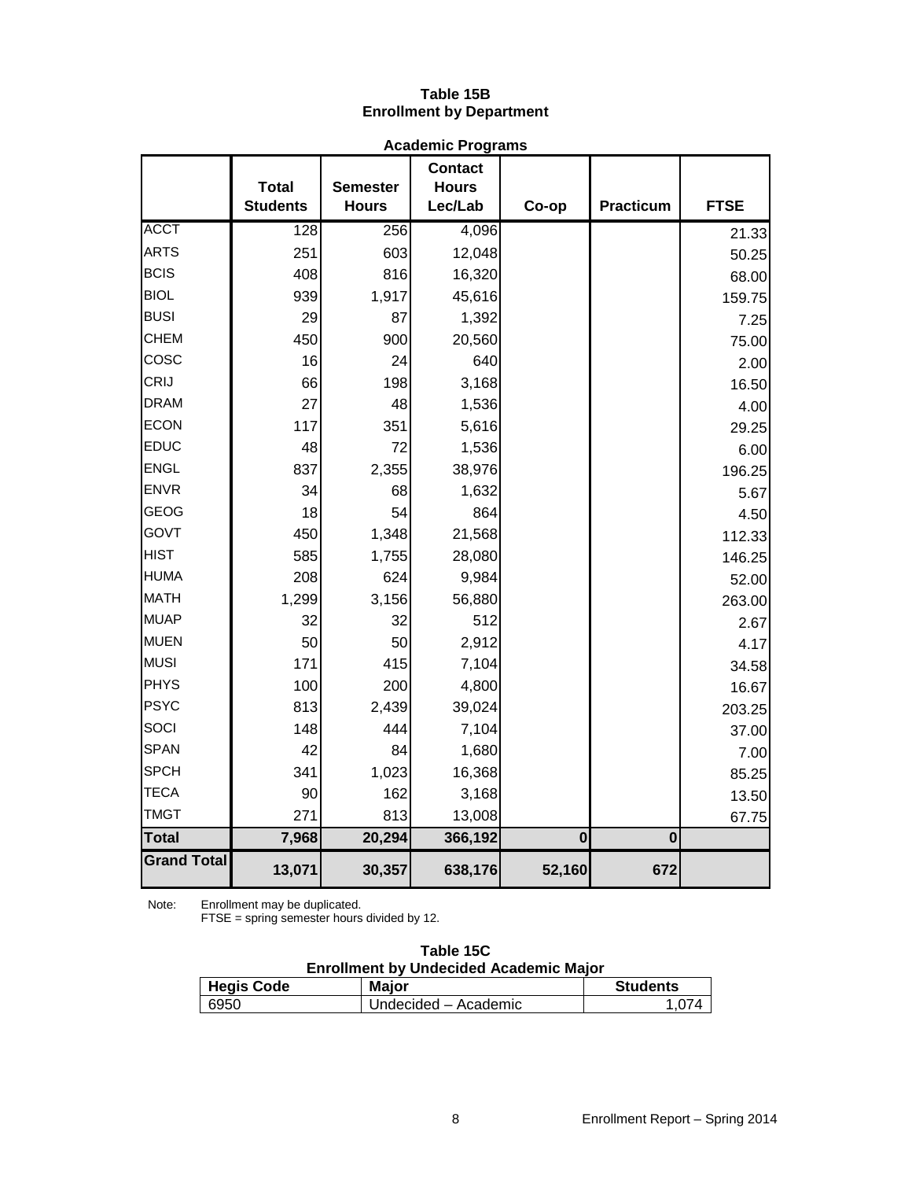# Table 15B
## Enrollment by Department

**Academic Programs**

| | Total Students | Semester Hours | Contact Hours Lec/Lab | Co-op | Practicum | FTSE |
|---|---|---|---|---|---|---|
| ACCT | 128 | 256 | 4,096 | | | 21.33 |
| ARTS | 251 | 603 | 12,048 | | | 50.25 |
| BCIS | 408 | 816 | 16,320 | | | 68.00 |
| BIOL | 939 | 1,917 | 45,616 | | | 159.75 |
| BUSI | 29 | 87 | 1,392 | | | 7.25 |
| CHEM | 450 | 900 | 20,560 | | | 75.00 |
| COSC | 16 | 24 | 640 | | | 2.00 |
| CRIJ | 66 | 198 | 3,168 | | | 16.50 |
| DRAM | 27 | 48 | 1,536 | | | 4.00 |
| ECON | 117 | 351 | 5,616 | | | 29.25 |
| EDUC | 48 | 72 | 1,536 | | | 6.00 |
| ENGL | 837 | 2,355 | 38,976 | | | 196.25 |
| ENVR | 34 | 68 | 1,632 | | | 5.67 |
| GEOG | 18 | 54 | 864 | | | 4.50 |
| GOVT | 450 | 1,348 | 21,568 | | | 112.33 |
| HIST | 585 | 1,755 | 28,080 | | | 146.25 |
| HUMA | 208 | 624 | 9,984 | | | 52.00 |
| MATH | 1,299 | 3,156 | 56,880 | | | 263.00 |
| MUAP | 32 | 32 | 512 | | | 2.67 |
| MUEN | 50 | 50 | 2,912 | | | 4.17 |
| MUSI | 171 | 415 | 7,104 | | | 34.58 |
| PHYS | 100 | 200 | 4,800 | | | 16.67 |
| PSYC | 813 | 2,439 | 39,024 | | | 203.25 |
| SOCI | 148 | 444 | 7,104 | | | 37.00 |
| SPAN | 42 | 84 | 1,680 | | | 7.00 |
| SPCH | 341 | 1,023 | 16,368 | | | 85.25 |
| TECA | 90 | 162 | 3,168 | | | 13.50 |
| TMGT | 271 | 813 | 13,008 | | | 67.75 |
| **Total** | **7,968** | **20,294** | **366,192** | **0** | **0** | |
| **Grand Total** | **13,071** | **30,357** | **638,176** | **52,160** | **672** | |

Note: Enrollment may be duplicated.
FTSE = spring semester hours divided by 12.

# Table 15C
## Enrollment by Undecided Academic Major

| Hegis Code | Major | Students |
|---|---|---|
| 6950 | Undecided – Academic | 1,074 |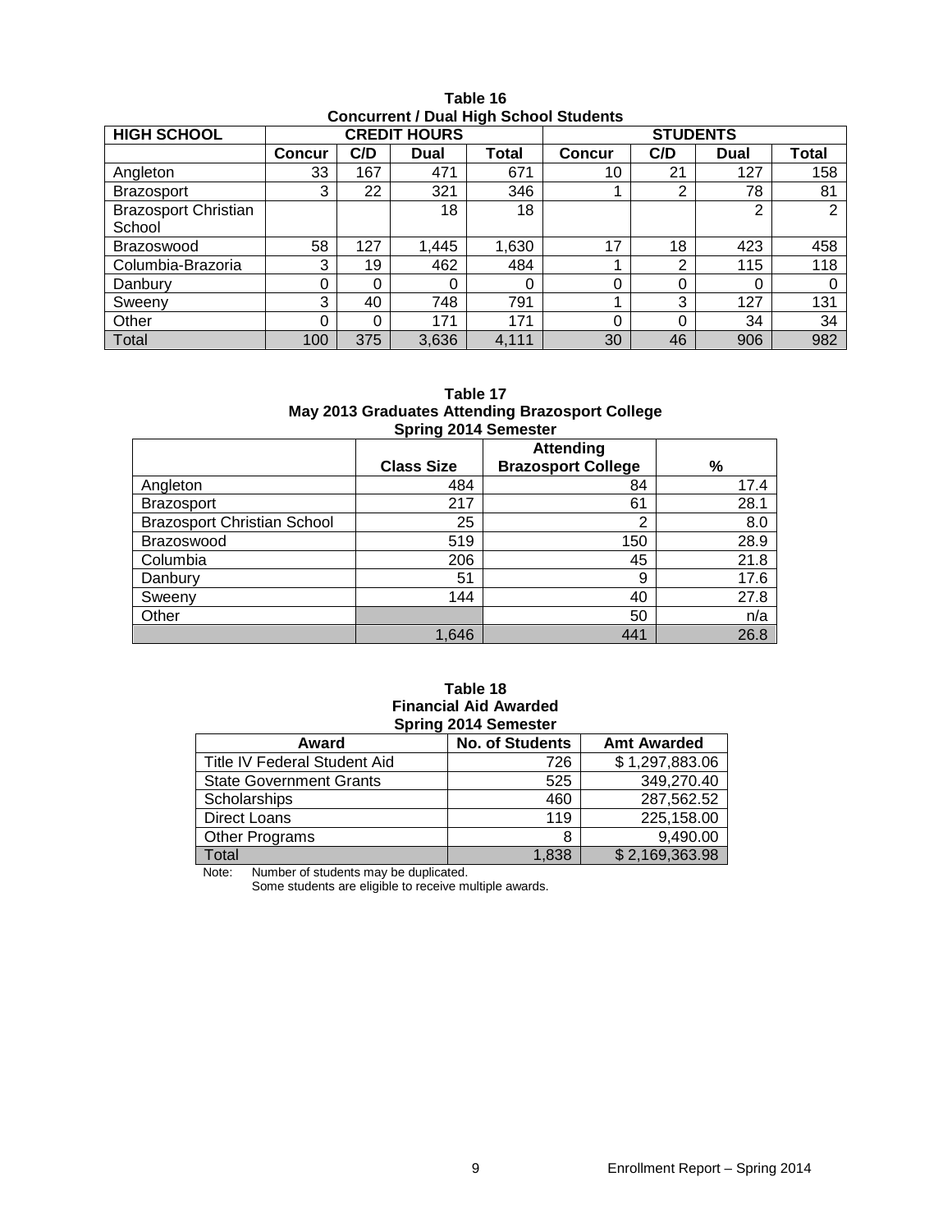**Table 16**
**Concurrent / Dual High School Students**

| HIGH SCHOOL | CREDIT HOURS | | | | STUDENTS | | | |
|---|---|---|---|---|---|---|---|---|
| | Concur | C/D | Dual | Total | Concur | C/D | Dual | Total |
| Angleton | 33 | 167 | 471 | 671 | 10 | 21 | 127 | 158 |
| Brazosport | 3 | 22 | 321 | 346 | 1 | 2 | 78 | 81 |
| Brazosport Christian School | | | 18 | 18 | | | 2 | 2 |
| Brazoswood | 58 | 127 | 1,445 | 1,630 | 17 | 18 | 423 | 458 |
| Columbia-Brazoria | 3 | 19 | 462 | 484 | 1 | 2 | 115 | 118 |
| Danbury | 0 | 0 | 0 | 0 | 0 | 0 | 0 | 0 |
| Sweeny | 3 | 40 | 748 | 791 | 1 | 3 | 127 | 131 |
| Other | 0 | 0 | 171 | 171 | 0 | 0 | 34 | 34 |
| Total | 100 | 375 | 3,636 | 4,111 | 30 | 46 | 906 | 982 |

**Table 17**
**May 2013 Graduates Attending Brazosport College**
**Spring 2014 Semester**

| | Class Size | Attending Brazosport College | % |
|---|---|---|---|
| Angleton | 484 | 84 | 17.4 |
| Brazosport | 217 | 61 | 28.1 |
| Brazosport Christian School | 25 | 2 | 8.0 |
| Brazoswood | 519 | 150 | 28.9 |
| Columbia | 206 | 45 | 21.8 |
| Danbury | 51 | 9 | 17.6 |
| Sweeny | 144 | 40 | 27.8 |
| Other | | 50 | n/a |
| | 1,646 | 441 | 26.8 |

**Table 18**
**Financial Aid Awarded**
**Spring 2014 Semester**

| Award | No. of Students | Amt Awarded |
|---|---|---|
| Title IV Federal Student Aid | 726 | $ 1,297,883.06 |
| State Government Grants | 525 | 349,270.40 |
| Scholarships | 460 | 287,562.52 |
| Direct Loans | 119 | 225,158.00 |
| Other Programs | 8 | 9,490.00 |
| Total | 1,838 | $ 2,169,363.98 |

Note: Number of students may be duplicated.
Some students are eligible to receive multiple awards.